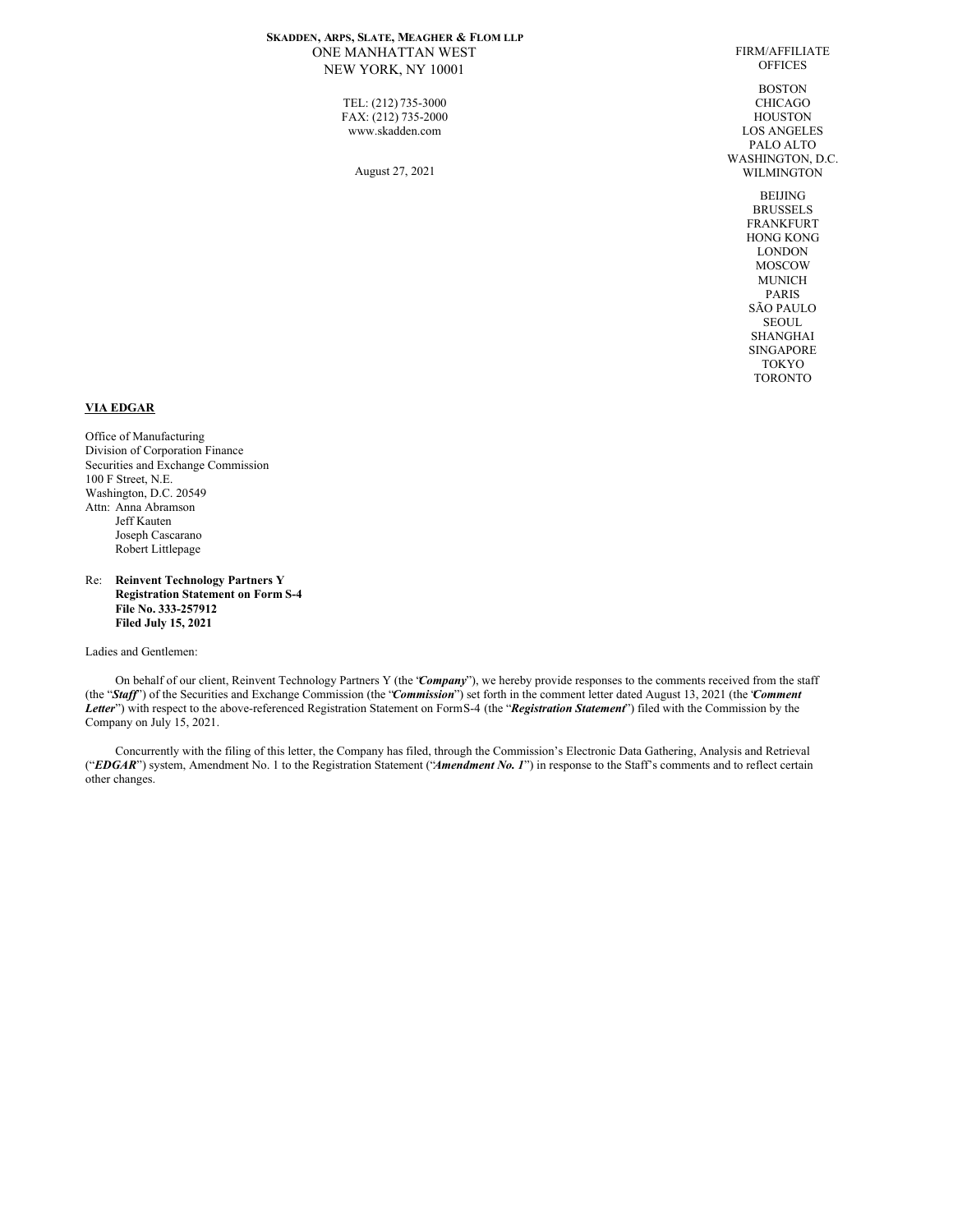**SKADDEN, ARPS, SLATE, MEAGHER & FLOM LLP**
ONE MANHATTAN WEST
NEW YORK, NY 10001

TEL: (212) 735-3000
FAX: (212) 735-2000
www.skadden.com

August 27, 2021

FIRM/AFFILIATE OFFICES

BOSTON
CHICAGO
HOUSTON
LOS ANGELES
PALO ALTO
WASHINGTON, D.C.
WILMINGTON

BEIJING
BRUSSELS
FRANKFURT
HONG KONG
LONDON
MOSCOW
MUNICH
PARIS
SÃO PAULO
SEOUL
SHANGHAI
SINGAPORE
TOKYO
TORONTO

**VIA EDGAR**

Office of Manufacturing
Division of Corporation Finance
Securities and Exchange Commission
100 F Street, N.E.
Washington, D.C. 20549
Attn: Anna Abramson
Jeff Kauten
Joseph Cascarano
Robert Littlepage

Re: **Reinvent Technology Partners Y**
**Registration Statement on Form S-4**
**File No. 333-257912**
**Filed July 15, 2021**

Ladies and Gentlemen:

On behalf of our client, Reinvent Technology Partners Y (the "***Company***"), we hereby provide responses to the comments received from the staff (the "***Staff***") of the Securities and Exchange Commission (the "***Commission***") set forth in the comment letter dated August 13, 2021 (the "***Comment Letter***") with respect to the above-referenced Registration Statement on Form S-4 (the "***Registration Statement***") filed with the Commission by the Company on July 15, 2021.

Concurrently with the filing of this letter, the Company has filed, through the Commission's Electronic Data Gathering, Analysis and Retrieval ("***EDGAR***") system, Amendment No. 1 to the Registration Statement ("***Amendment No. 1***") in response to the Staff's comments and to reflect certain other changes.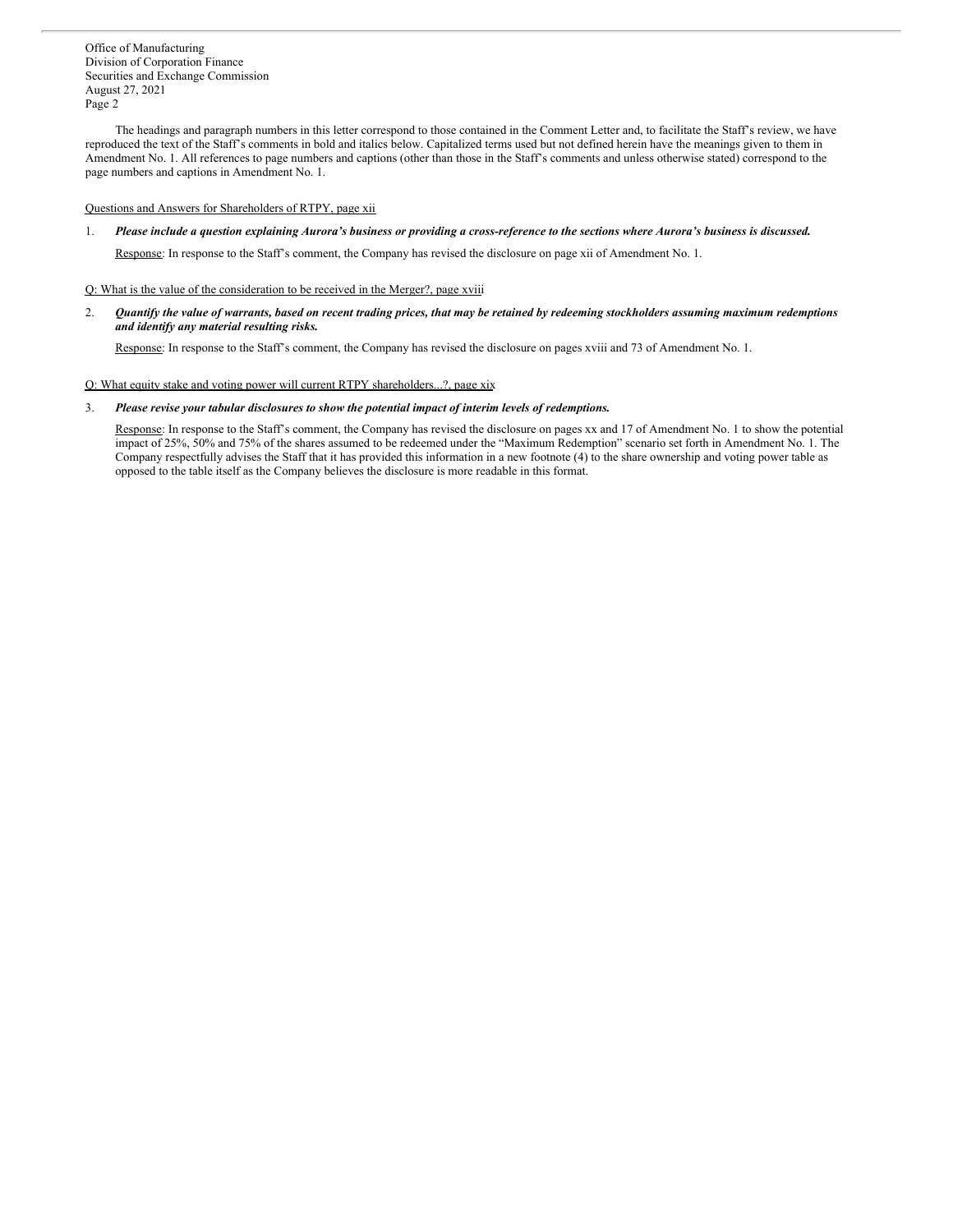Office of Manufacturing
Division of Corporation Finance
Securities and Exchange Commission
August 27, 2021

The headings and paragraph numbers in this letter correspond to those contained in the Comment Letter and, to facilitate the Staff's review, we have reproduced the text of the Staff's comments in bold and italics below. Capitalized terms used but not defined herein have the meanings given to them in Amendment No. 1. All references to page numbers and captions (other than those in the Staff's comments and unless otherwise stated) correspond to the page numbers and captions in Amendment No. 1.

Questions and Answers for Shareholders of RTPY, page xii

1. ***Please include a question explaining Aurora's business or providing a cross-reference to the sections where Aurora's business is discussed.***

   Response: In response to the Staff's comment, the Company has revised the disclosure on page xii of Amendment No. 1.

Q: What is the value of the consideration to be received in the Merger?, page xviii

2. ***Quantify the value of warrants, based on recent trading prices, that may be retained by redeeming stockholders assuming maximum redemptions and identify any material resulting risks.***

   Response: In response to the Staff's comment, the Company has revised the disclosure on pages xviii and 73 of Amendment No. 1.

Q: What equity stake and voting power will current RTPY shareholders...?, page xix

3. ***Please revise your tabular disclosures to show the potential impact of interim levels of redemptions.***

   Response: In response to the Staff's comment, the Company has revised the disclosure on pages xx and 17 of Amendment No. 1 to show the potential impact of 25%, 50% and 75% of the shares assumed to be redeemed under the "Maximum Redemption" scenario set forth in Amendment No. 1. The Company respectfully advises the Staff that it has provided this information in a new footnote (4) to the share ownership and voting power table as opposed to the table itself as the Company believes the disclosure is more readable in this format.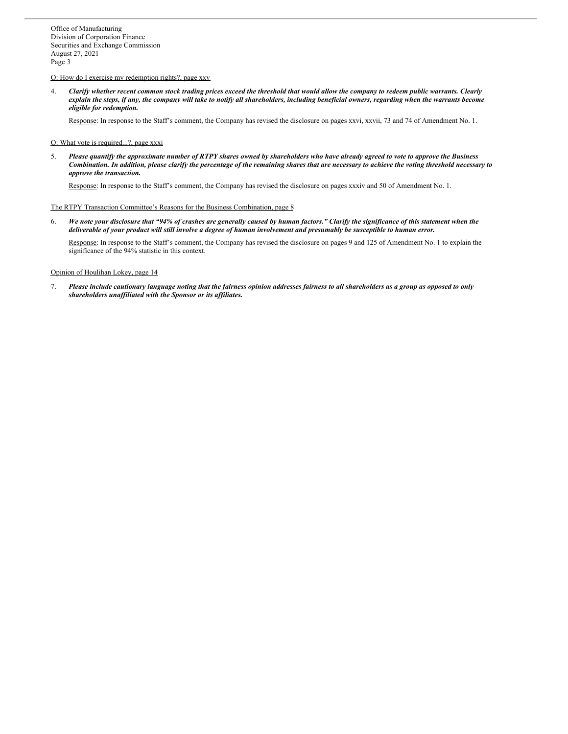Office of Manufacturing
Division of Corporation Finance
Securities and Exchange Commission
August 27, 2021
Page 3

Q: How do I exercise my redemption rights?, page xxv

4. ***Clarify whether recent common stock trading prices exceed the threshold that would allow the company to redeem public warrants. Clearly explain the steps, if any, the company will take to notify all shareholders, including beneficial owners, regarding when the warrants become eligible for redemption.***

   Response: In response to the Staff's comment, the Company has revised the disclosure on pages xxvi, xxvii, 73 and 74 of Amendment No. 1.

Q: What vote is required...?, page xxxi

5. ***Please quantify the approximate number of RTPY shares owned by shareholders who have already agreed to vote to approve the Business Combination. In addition, please clarify the percentage of the remaining shares that are necessary to achieve the voting threshold necessary to approve the transaction.***

   Response: In response to the Staff's comment, the Company has revised the disclosure on pages xxxiv and 50 of Amendment No. 1.

The RTPY Transaction Committee's Reasons for the Business Combination, page 8

6. ***We note your disclosure that "94% of crashes are generally caused by human factors." Clarify the significance of this statement when the deliverable of your product will still involve a degree of human involvement and presumably be susceptible to human error.***

   Response: In response to the Staff's comment, the Company has revised the disclosure on pages 9 and 125 of Amendment No. 1 to explain the significance of the 94% statistic in this context.

Opinion of Houlihan Lokey, page 14

7. ***Please include cautionary language noting that the fairness opinion addresses fairness to all shareholders as a group as opposed to only shareholders unaffiliated with the Sponsor or its affiliates.***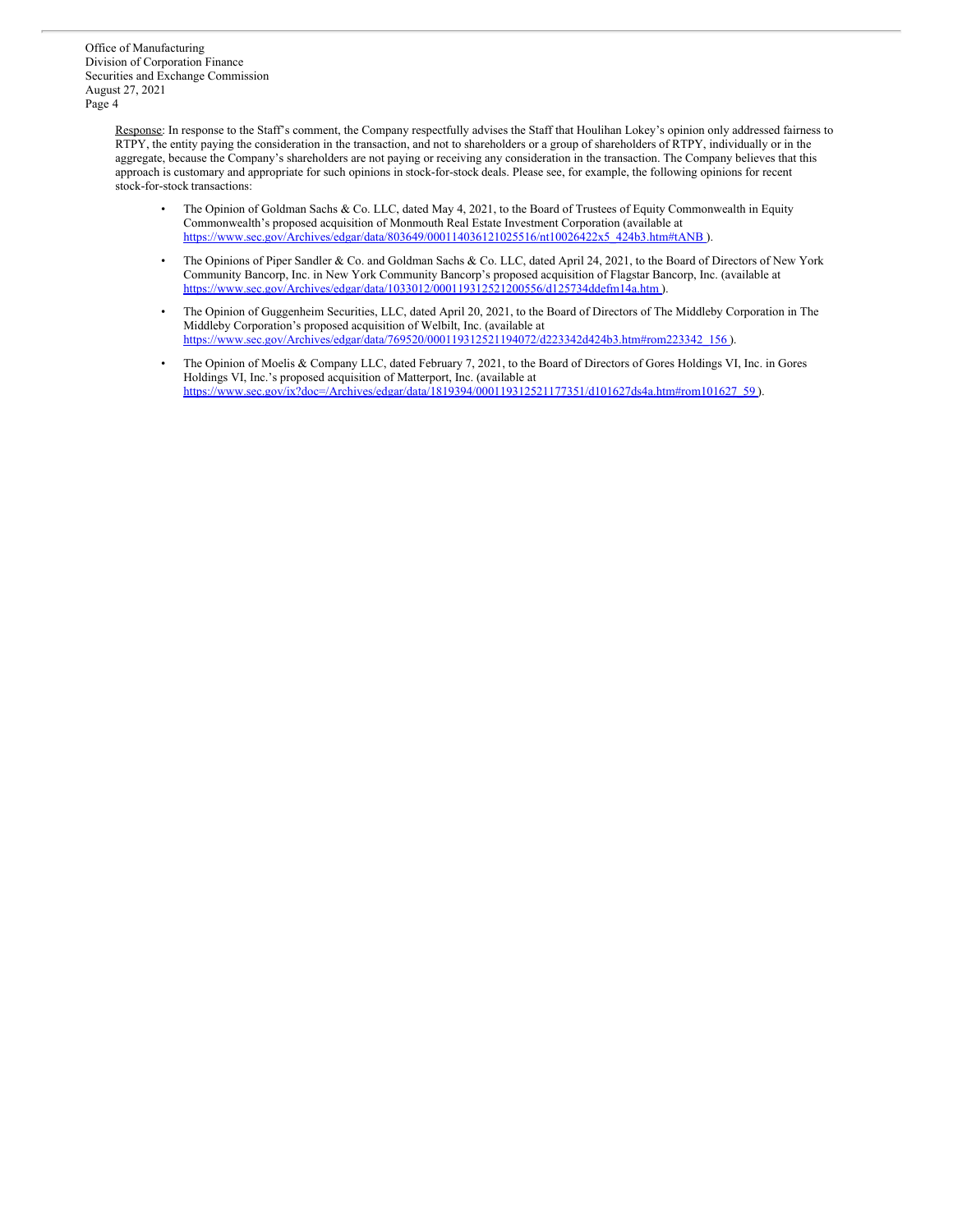Response: In response to the Staff's comment, the Company respectfully advises the Staff that Houlihan Lokey's opinion only addressed fairness to RTPY, the entity paying the consideration in the transaction, and not to shareholders or a group of shareholders of RTPY, individually or in the aggregate, because the Company's shareholders are not paying or receiving any consideration in the transaction. The Company believes that this approach is customary and appropriate for such opinions in stock-for-stock deals. Please see, for example, the following opinions for recent stock-for-stock transactions:

- The Opinion of Goldman Sachs & Co. LLC, dated May 4, 2021, to the Board of Trustees of Equity Commonwealth in Equity Commonwealth's proposed acquisition of Monmouth Real Estate Investment Corporation (available at https://www.sec.gov/Archives/edgar/data/803649/000114036121025516/nt10026422x5_424b3.htm#tANB ).

- The Opinions of Piper Sandler & Co. and Goldman Sachs & Co. LLC, dated April 24, 2021, to the Board of Directors of New York Community Bancorp, Inc. in New York Community Bancorp's proposed acquisition of Flagstar Bancorp, Inc. (available at https://www.sec.gov/Archives/edgar/data/1033012/000119312521200556/d125734ddefm14a.htm ).

- The Opinion of Guggenheim Securities, LLC, dated April 20, 2021, to the Board of Directors of The Middleby Corporation in The Middleby Corporation's proposed acquisition of Welbilt, Inc. (available at https://www.sec.gov/Archives/edgar/data/769520/000119312521194072/d223342d424b3.htm#rom223342_156 ).

- The Opinion of Moelis & Company LLC, dated February 7, 2021, to the Board of Directors of Gores Holdings VI, Inc. in Gores Holdings VI, Inc.'s proposed acquisition of Matterport, Inc. (available at https://www.sec.gov/ix?doc=/Archives/edgar/data/1819394/000119312521177351/d101627ds4a.htm#rom101627_59 ).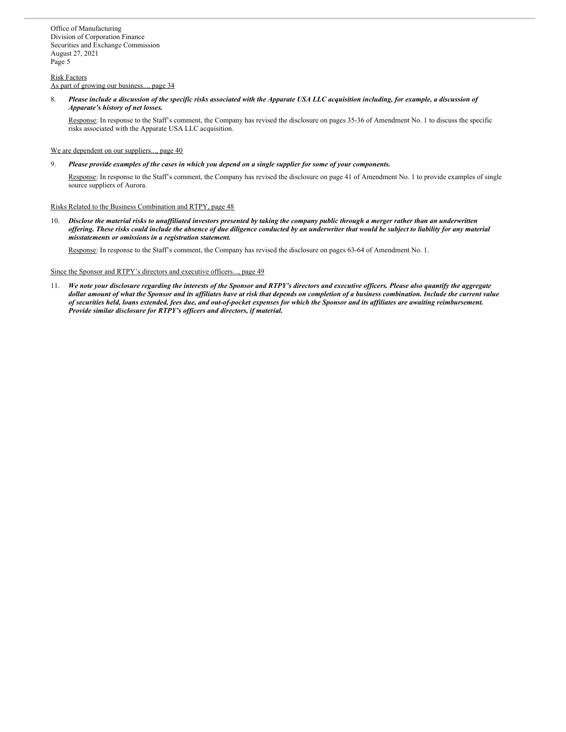Office of Manufacturing
Division of Corporation Finance
Securities and Exchange Commission
August 27, 2021
Page 5

Risk Factors
As part of growing our business..., page 34

8. ***Please include a discussion of the specific risks associated with the Apparate USA LLC acquisition including, for example, a discussion of Apparate's history of net losses.***

   Response: In response to the Staff's comment, the Company has revised the disclosure on pages 35-36 of Amendment No. 1 to discuss the specific risks associated with the Apparate USA LLC acquisition.

We are dependent on our suppliers..., page 40

9. ***Please provide examples of the cases in which you depend on a single supplier for some of your components.***

   Response: In response to the Staff's comment, the Company has revised the disclosure on page 41 of Amendment No. 1 to provide examples of single source suppliers of Aurora.

Risks Related to the Business Combination and RTPY, page 48

10. ***Disclose the material risks to unaffiliated investors presented by taking the company public through a merger rather than an underwritten offering. These risks could include the absence of due diligence conducted by an underwriter that would be subject to liability for any material misstatements or omissions in a registration statement.***

    Response: In response to the Staff's comment, the Company has revised the disclosure on pages 63-64 of Amendment No. 1.

Since the Sponsor and RTPY's directors and executive officers..., page 49

11. ***We note your disclosure regarding the interests of the Sponsor and RTPY's directors and executive officers. Please also quantify the aggregate dollar amount of what the Sponsor and its affiliates have at risk that depends on completion of a business combination. Include the current value of securities held, loans extended, fees due, and out-of-pocket expenses for which the Sponsor and its affiliates are awaiting reimbursement. Provide similar disclosure for RTPY's officers and directors, if material.***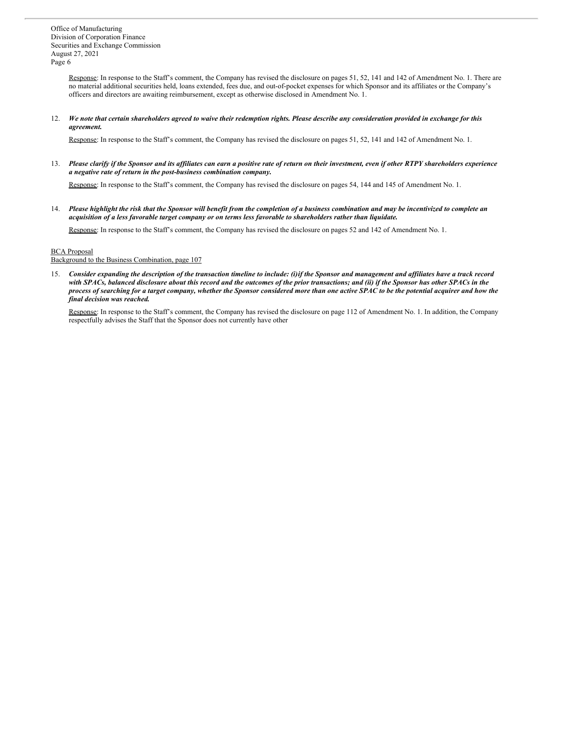Response: In response to the Staff's comment, the Company has revised the disclosure on pages 51, 52, 141 and 142 of Amendment No. 1. There are no material additional securities held, loans extended, fees due, and out-of-pocket expenses for which Sponsor and its affiliates or the Company's officers and directors are awaiting reimbursement, except as otherwise disclosed in Amendment No. 1.

12. ***We note that certain shareholders agreed to waive their redemption rights. Please describe any consideration provided in exchange for this agreement.***

    Response: In response to the Staff's comment, the Company has revised the disclosure on pages 51, 52, 141 and 142 of Amendment No. 1.

13. ***Please clarify if the Sponsor and its affiliates can earn a positive rate of return on their investment, even if other RTPY shareholders experience a negative rate of return in the post-business combination company.***

    Response: In response to the Staff's comment, the Company has revised the disclosure on pages 54, 144 and 145 of Amendment No. 1.

14. ***Please highlight the risk that the Sponsor will benefit from the completion of a business combination and may be incentivized to complete an acquisition of a less favorable target company or on terms less favorable to shareholders rather than liquidate.***

    Response: In response to the Staff's comment, the Company has revised the disclosure on pages 52 and 142 of Amendment No. 1.

BCA Proposal
Background to the Business Combination, page 107

15. ***Consider expanding the description of the transaction timeline to include: (i)if the Sponsor and management and affiliates have a track record with SPACs, balanced disclosure about this record and the outcomes of the prior transactions; and (ii) if the Sponsor has other SPACs in the process of searching for a target company, whether the Sponsor considered more than one active SPAC to be the potential acquirer and how the final decision was reached.***

    Response: In response to the Staff's comment, the Company has revised the disclosure on page 112 of Amendment No. 1. In addition, the Company respectfully advises the Staff that the Sponsor does not currently have other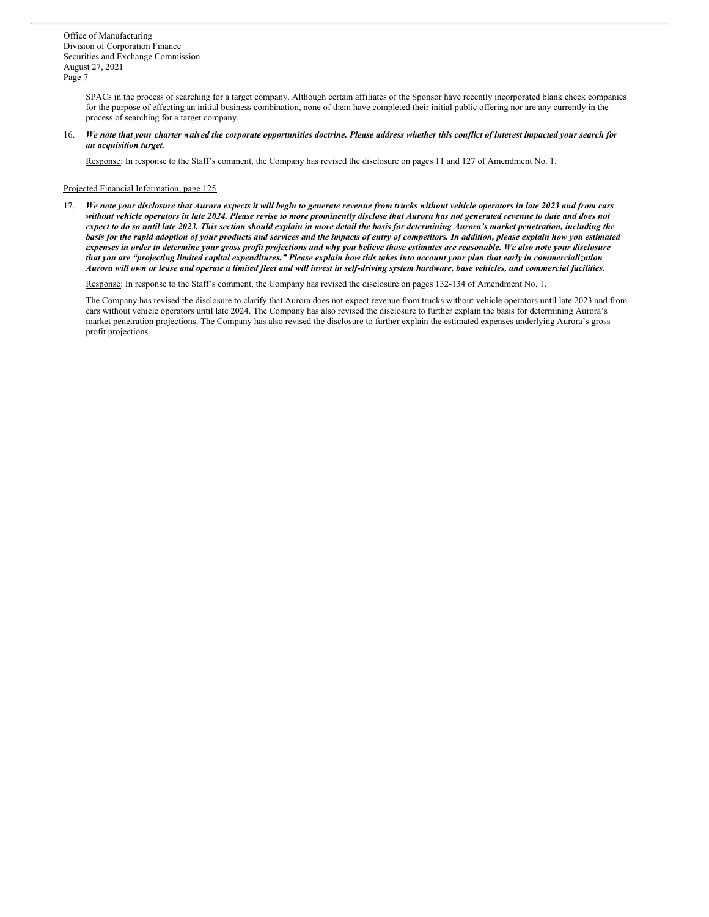SPACs in the process of searching for a target company. Although certain affiliates of the Sponsor have recently incorporated blank check companies for the purpose of effecting an initial business combination, none of them have completed their initial public offering nor are any currently in the process of searching for a target company.

16. ***We note that your charter waived the corporate opportunities doctrine. Please address whether this conflict of interest impacted your search for an acquisition target.***

    Response: In response to the Staff's comment, the Company has revised the disclosure on pages 11 and 127 of Amendment No. 1.

Projected Financial Information, page 125

17. ***We note your disclosure that Aurora expects it will begin to generate revenue from trucks without vehicle operators in late 2023 and from cars without vehicle operators in late 2024. Please revise to more prominently disclose that Aurora has not generated revenue to date and does not expect to do so until late 2023. This section should explain in more detail the basis for determining Aurora's market penetration, including the basis for the rapid adoption of your products and services and the impacts of entry of competitors. In addition, please explain how you estimated expenses in order to determine your gross profit projections and why you believe those estimates are reasonable. We also note your disclosure that you are "projecting limited capital expenditures." Please explain how this takes into account your plan that early in commercialization Aurora will own or lease and operate a limited fleet and will invest in self-driving system hardware, base vehicles, and commercial facilities.***

    Response: In response to the Staff's comment, the Company has revised the disclosure on pages 132-134 of Amendment No. 1.

    The Company has revised the disclosure to clarify that Aurora does not expect revenue from trucks without vehicle operators until late 2023 and from cars without vehicle operators until late 2024. The Company has also revised the disclosure to further explain the basis for determining Aurora's market penetration projections. The Company has also revised the disclosure to further explain the estimated expenses underlying Aurora's gross profit projections.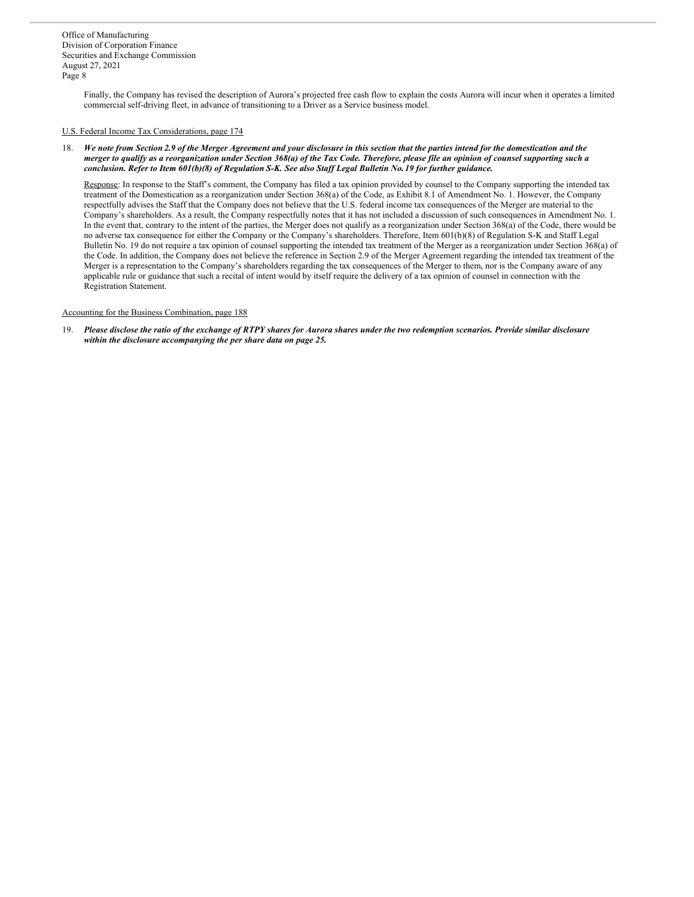Finally, the Company has revised the description of Aurora's projected free cash flow to explain the costs Aurora will incur when it operates a limited commercial self-driving fleet, in advance of transitioning to a Driver as a Service business model.

U.S. Federal Income Tax Considerations, page 174

18. ***We note from Section 2.9 of the Merger Agreement and your disclosure in this section that the parties intend for the domestication and the merger to qualify as a reorganization under Section 368(a) of the Tax Code. Therefore, please file an opinion of counsel supporting such a conclusion. Refer to Item 601(b)(8) of Regulation S-K. See also Staff Legal Bulletin No.19 for further guidance.***

    Response: In response to the Staff's comment, the Company has filed a tax opinion provided by counsel to the Company supporting the intended tax treatment of the Domestication as a reorganization under Section 368(a) of the Code, as Exhibit 8.1 of Amendment No. 1. However, the Company respectfully advises the Staff that the Company does not believe that the U.S. federal income tax consequences of the Merger are material to the Company's shareholders. As a result, the Company respectfully notes that it has not included a discussion of such consequences in Amendment No. 1. In the event that, contrary to the intent of the parties, the Merger does not qualify as a reorganization under Section 368(a) of the Code, there would be no adverse tax consequence for either the Company or the Company's shareholders. Therefore, Item 601(b)(8) of Regulation S-K and Staff Legal Bulletin No. 19 do not require a tax opinion of counsel supporting the intended tax treatment of the Merger as a reorganization under Section 368(a) of the Code. In addition, the Company does not believe the reference in Section 2.9 of the Merger Agreement regarding the intended tax treatment of the Merger is a representation to the Company's shareholders regarding the tax consequences of the Merger to them, nor is the Company aware of any applicable rule or guidance that such a recital of intent would by itself require the delivery of a tax opinion of counsel in connection with the Registration Statement.

Accounting for the Business Combination, page 188

19. ***Please disclose the ratio of the exchange of RTPY shares for Aurora shares under the two redemption scenarios. Provide similar disclosure within the disclosure accompanying the per share data on page 25.***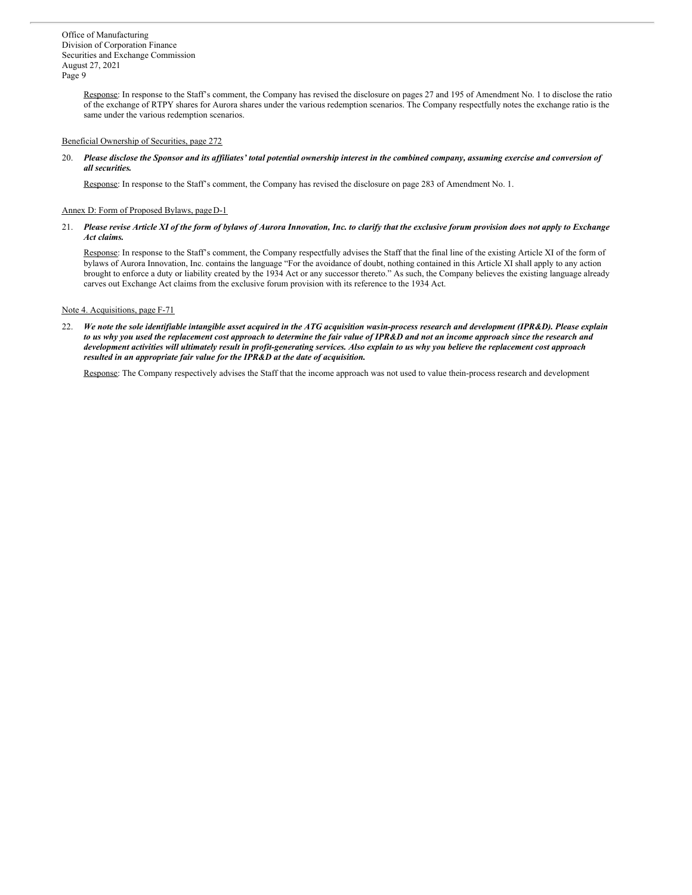Office of Manufacturing
Division of Corporation Finance
Securities and Exchange Commission
August 27, 2021

Response: In response to the Staff's comment, the Company has revised the disclosure on pages 27 and 195 of Amendment No. 1 to disclose the ratio of the exchange of RTPY shares for Aurora shares under the various redemption scenarios. The Company respectfully notes the exchange ratio is the same under the various redemption scenarios.

Beneficial Ownership of Securities, page 272

20. ***Please disclose the Sponsor and its affiliates' total potential ownership interest in the combined company, assuming exercise and conversion of all securities.***

Response: In response to the Staff's comment, the Company has revised the disclosure on page 283 of Amendment No. 1.

Annex D: Form of Proposed Bylaws, page D-1

21. ***Please revise Article XI of the form of bylaws of Aurora Innovation, Inc. to clarify that the exclusive forum provision does not apply to Exchange Act claims.***

Response: In response to the Staff's comment, the Company respectfully advises the Staff that the final line of the existing Article XI of the form of bylaws of Aurora Innovation, Inc. contains the language "For the avoidance of doubt, nothing contained in this Article XI shall apply to any action brought to enforce a duty or liability created by the 1934 Act or any successor thereto." As such, the Company believes the existing language already carves out Exchange Act claims from the exclusive forum provision with its reference to the 1934 Act.

Note 4. Acquisitions, page F-71

22. ***We note the sole identifiable intangible asset acquired in the ATG acquisition wasin-process research and development (IPR&D). Please explain to us why you used the replacement cost approach to determine the fair value of IPR&D and not an income approach since the research and development activities will ultimately result in profit-generating services. Also explain to us why you believe the replacement cost approach resulted in an appropriate fair value for the IPR&D at the date of acquisition.***

Response: The Company respectively advises the Staff that the income approach was not used to value thein-process research and development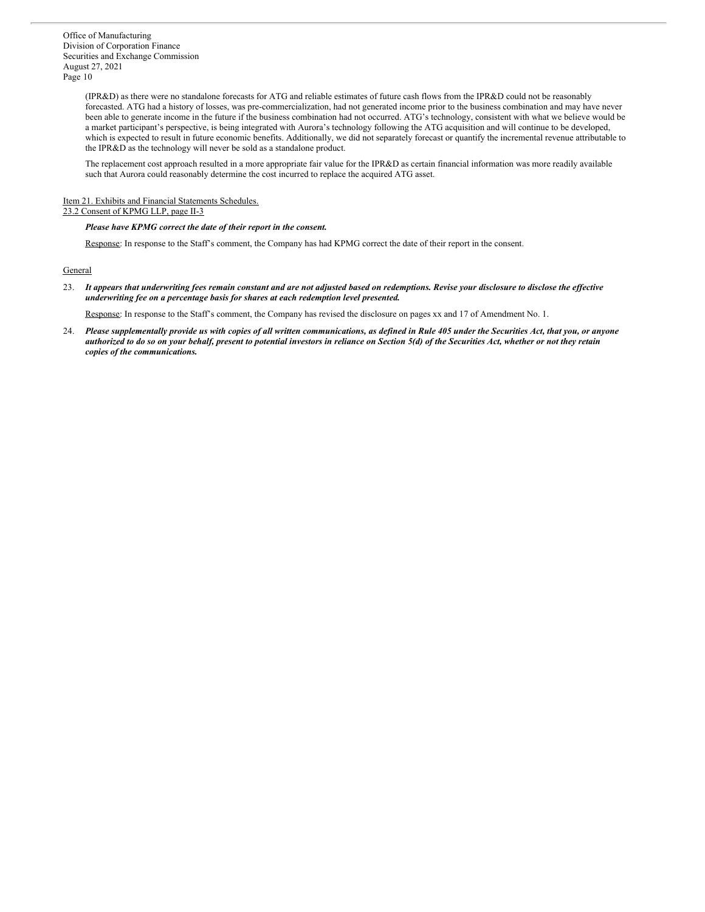(IPR&D) as there were no standalone forecasts for ATG and reliable estimates of future cash flows from the IPR&D could not be reasonably forecasted. ATG had a history of losses, was pre-commercialization, had not generated income prior to the business combination and may have never been able to generate income in the future if the business combination had not occurred. ATG's technology, consistent with what we believe would be a market participant's perspective, is being integrated with Aurora's technology following the ATG acquisition and will continue to be developed, which is expected to result in future economic benefits. Additionally, we did not separately forecast or quantify the incremental revenue attributable to the IPR&D as the technology will never be sold as a standalone product.

The replacement cost approach resulted in a more appropriate fair value for the IPR&D as certain financial information was more readily available such that Aurora could reasonably determine the cost incurred to replace the acquired ATG asset.

Item 21. Exhibits and Financial Statements Schedules.
23.2 Consent of KPMG LLP, page II-3

***Please have KPMG correct the date of their report in the consent.***

Response: In response to the Staff's comment, the Company has had KPMG correct the date of their report in the consent.

General

23. ***It appears that underwriting fees remain constant and are not adjusted based on redemptions. Revise your disclosure to disclose the effective underwriting fee on a percentage basis for shares at each redemption level presented.***

    Response: In response to the Staff's comment, the Company has revised the disclosure on pages xx and 17 of Amendment No. 1.

24. ***Please supplementally provide us with copies of all written communications, as defined in Rule 405 under the Securities Act, that you, or anyone authorized to do so on your behalf, present to potential investors in reliance on Section 5(d) of the Securities Act, whether or not they retain copies of the communications.***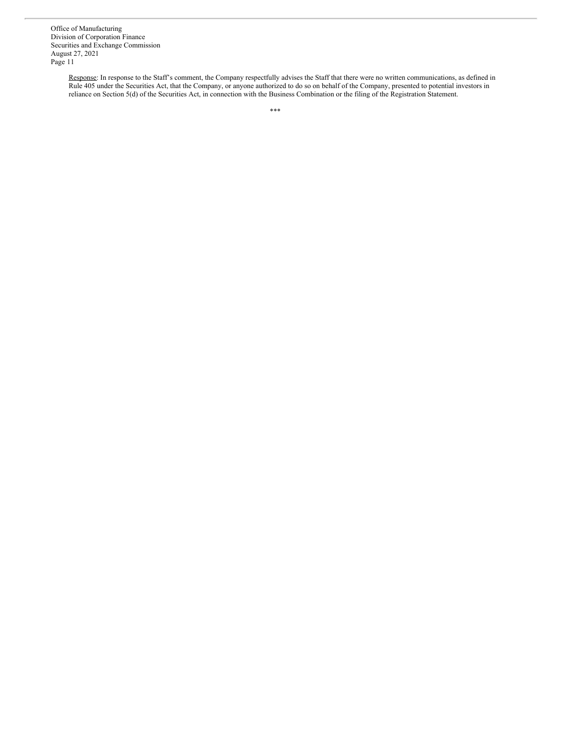Response: In response to the Staff's comment, the Company respectfully advises the Staff that there were no written communications, as defined in Rule 405 under the Securities Act, that the Company, or anyone authorized to do so on behalf of the Company, presented to potential investors in reliance on Section 5(d) of the Securities Act, in connection with the Business Combination or the filing of the Registration Statement.

***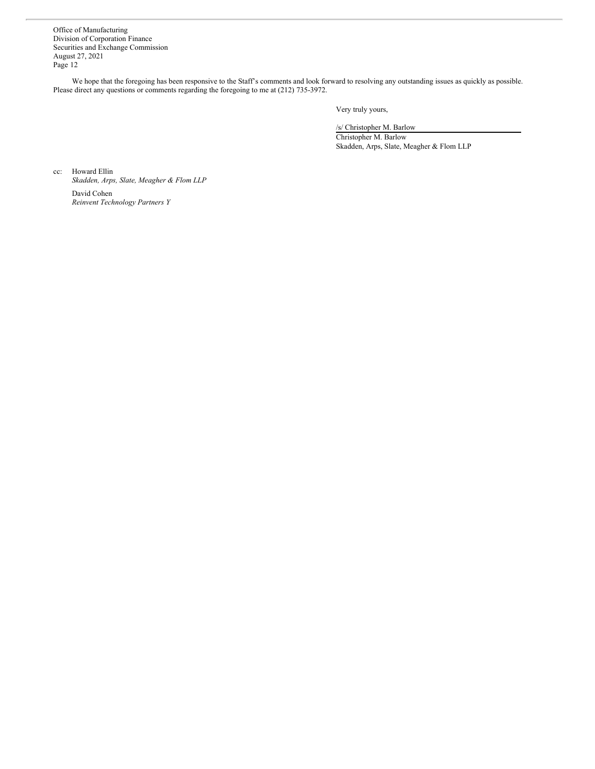Office of Manufacturing
Division of Corporation Finance
Securities and Exchange Commission
August 27, 2021
Page 12

We hope that the foregoing has been responsive to the Staff's comments and look forward to resolving any outstanding issues as quickly as possible. Please direct any questions or comments regarding the foregoing to me at (212) 735-3972.

Very truly yours,

/s/ Christopher M. Barlow

Christopher M. Barlow
Skadden, Arps, Slate, Meagher & Flom LLP

cc: Howard Ellin
*Skadden, Arps, Slate, Meagher & Flom LLP*

David Cohen
*Reinvent Technology Partners Y*